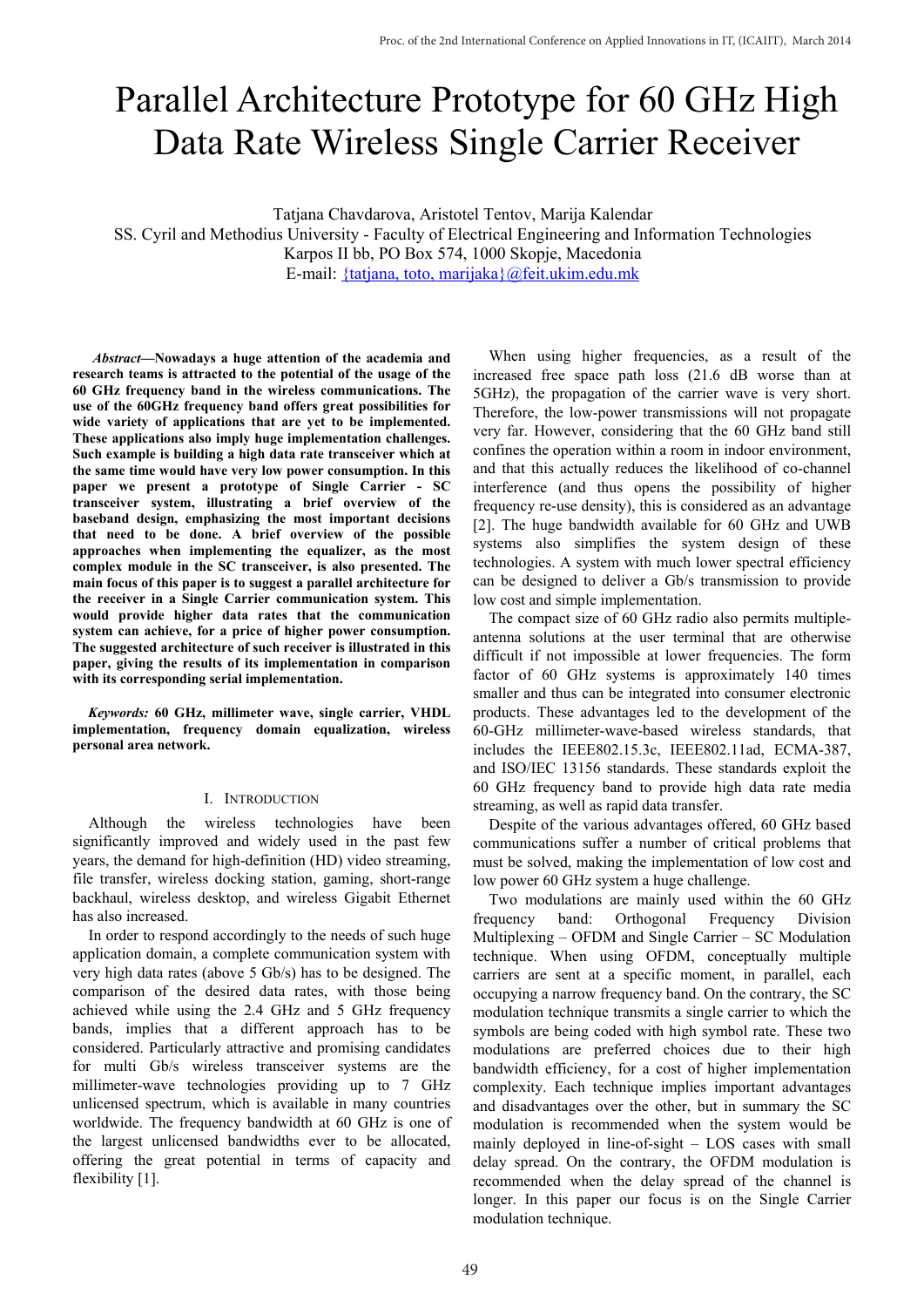# Parallel Architecture Prototype for 60 GHz High Data Rate Wireless Single Carrier Receiver

Tatjana Chavdarova, Aristotel Tentov, Marija Kalendar
SS. Cyril and Methodius University - Faculty of Electrical Engineering and Information Technologies
Karpos II bb, PO Box 574, 1000 Skopje, Macedonia
E-mail: {tatjana, toto, marijaka}@feit.ukim.edu.mk

***Abstract*—Nowadays a huge attention of the academia and research teams is attracted to the potential of the usage of the 60 GHz frequency band in the wireless communications. The use of the 60GHz frequency band offers great possibilities for wide variety of applications that are yet to be implemented. These applications also imply huge implementation challenges. Such example is building a high data rate transceiver which at the same time would have very low power consumption. In this paper we present a prototype of Single Carrier - SC transceiver system, illustrating a brief overview of the baseband design, emphasizing the most important decisions that need to be done. A brief overview of the possible approaches when implementing the equalizer, as the most complex module in the SC transceiver, is also presented. The main focus of this paper is to suggest a parallel architecture for the receiver in a Single Carrier communication system. This would provide higher data rates that the communication system can achieve, for a price of higher power consumption. The suggested architecture of such receiver is illustrated in this paper, giving the results of its implementation in comparison with its corresponding serial implementation.**

***Keywords:*** **60 GHz, millimeter wave, single carrier, VHDL implementation, frequency domain equalization, wireless personal area network.**

## I. Introduction

Although the wireless technologies have been significantly improved and widely used in the past few years, the demand for high-definition (HD) video streaming, file transfer, wireless docking station, gaming, short-range backhaul, wireless desktop, and wireless Gigabit Ethernet has also increased.

In order to respond accordingly to the needs of such huge application domain, a complete communication system with very high data rates (above 5 Gb/s) has to be designed. The comparison of the desired data rates, with those being achieved while using the 2.4 GHz and 5 GHz frequency bands, implies that a different approach has to be considered. Particularly attractive and promising candidates for multi Gb/s wireless transceiver systems are the millimeter-wave technologies providing up to 7 GHz unlicensed spectrum, which is available in many countries worldwide. The frequency bandwidth at 60 GHz is one of the largest unlicensed bandwidths ever to be allocated, offering the great potential in terms of capacity and flexibility [1].

When using higher frequencies, as a result of the increased free space path loss (21.6 dB worse than at 5GHz), the propagation of the carrier wave is very short. Therefore, the low-power transmissions will not propagate very far. However, considering that the 60 GHz band still confines the operation within a room in indoor environment, and that this actually reduces the likelihood of co-channel interference (and thus opens the possibility of higher frequency re-use density), this is considered as an advantage [2]. The huge bandwidth available for 60 GHz and UWB systems also simplifies the system design of these technologies. A system with much lower spectral efficiency can be designed to deliver a Gb/s transmission to provide low cost and simple implementation.

The compact size of 60 GHz radio also permits multiple-antenna solutions at the user terminal that are otherwise difficult if not impossible at lower frequencies. The form factor of 60 GHz systems is approximately 140 times smaller and thus can be integrated into consumer electronic products. These advantages led to the development of the 60-GHz millimeter-wave-based wireless standards, that includes the IEEE802.15.3c, IEEE802.11ad, ECMA-387, and ISO/IEC 13156 standards. These standards exploit the 60 GHz frequency band to provide high data rate media streaming, as well as rapid data transfer.

Despite of the various advantages offered, 60 GHz based communications suffer a number of critical problems that must be solved, making the implementation of low cost and low power 60 GHz system a huge challenge.

Two modulations are mainly used within the 60 GHz frequency band: Orthogonal Frequency Division Multiplexing – OFDM and Single Carrier – SC Modulation technique. When using OFDM, conceptually multiple carriers are sent at a specific moment, in parallel, each occupying a narrow frequency band. On the contrary, the SC modulation technique transmits a single carrier to which the symbols are being coded with high symbol rate. These two modulations are preferred choices due to their high bandwidth efficiency, for a cost of higher implementation complexity. Each technique implies important advantages and disadvantages over the other, but in summary the SC modulation is recommended when the system would be mainly deployed in line-of-sight – LOS cases with small delay spread. On the contrary, the OFDM modulation is recommended when the delay spread of the channel is longer. In this paper our focus is on the Single Carrier modulation technique.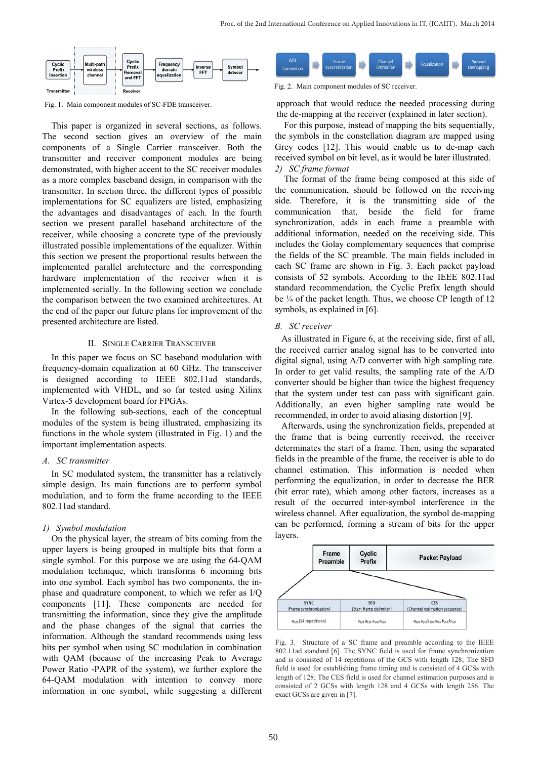Fig. 1. Main component modules of SC-FDE transceiver.

This paper is organized in several sections, as follows. The second section gives an overview of the main components of a Single Carrier transceiver. Both the transmitter and receiver component modules are being demonstrated, with higher accent to the SC receiver modules as a more complex baseband design, in comparison with the transmitter. In section three, the different types of possible implementations for SC equalizers are listed, emphasizing the advantages and disadvantages of each. In the fourth section we present parallel baseband architecture of the receiver, while choosing a concrete type of the previously illustrated possible implementations of the equalizer. Within this section we present the proportional results between the implemented parallel architecture and the corresponding hardware implementation of the receiver when it is implemented serially. In the following section we conclude the comparison between the two examined architectures. At the end of the paper our future plans for improvement of the presented architecture are listed.

## II. Single Carrier Transceiver

In this paper we focus on SC baseband modulation with frequency-domain equalization at 60 GHz. The transceiver is designed according to IEEE 802.11ad standards, implemented with VHDL, and so far tested using Xilinx Virtex-5 development board for FPGAs.

In the following sub-sections, each of the conceptual modules of the system is being illustrated, emphasizing its functions in the whole system (illustrated in Fig. 1) and the important implementation aspects.

### *A. SC transmitter*

In SC modulated system, the transmitter has a relatively simple design. Its main functions are to perform symbol modulation, and to form the frame according to the IEEE 802.11ad standard.

#### *1) Symbol modulation*

On the physical layer, the stream of bits coming from the upper layers is being grouped in multiple bits that form a single symbol. For this purpose we are using the 64-QAM modulation technique, which transforms 6 incoming bits into one symbol. Each symbol has two components, the in-phase and quadrature component, to which we refer as I/Q components [11]. These components are needed for transmitting the information, since they give the amplitude and the phase changes of the signal that carries the information. Although the standard recommends using less bits per symbol when using SC modulation in combination with QAM (because of the increasing Peak to Average Power Ratio -PAPR of the system), we further explore the 64-QAM modulation with intention to convey more information in one symbol, while suggesting a different approach that would reduce the needed processing during the de-mapping at the receiver (explained in later section).

For this purpose, instead of mapping the bits sequentially, the symbols in the constellation diagram are mapped using Grey codes [12]. This would enable us to de-map each received symbol on bit level, as it would be later illustrated.

#### *2) SC frame format*

The format of the frame being composed at this side of the communication, should be followed on the receiving side. Therefore, it is the transmitting side of the communication that, beside the field for frame synchronization, adds in each frame a preamble with additional information, needed on the receiving side. This includes the Golay complementary sequences that comprise the fields of the SC preamble. The main fields included in each SC frame are shown in Fig. 3. Each packet payload consists of 52 symbols. According to the IEEE 802.11ad standard recommendation, the Cyclic Prefix length should be ¼ of the packet length. Thus, we choose CP length of 12 symbols, as explained in [6].

### *B. SC receiver*

As illustrated in Figure 6, at the receiving side, first of all, the received carrier analog signal has to be converted into digital signal, using A/D converter with high sampling rate. In order to get valid results, the sampling rate of the A/D converter should be higher than twice the highest frequency that the system under test can pass with significant gain. Additionally, an even higher sampling rate would be recommended, in order to avoid aliasing distortion [9].

Afterwards, using the synchronization fields, prepended at the frame that is being currently received, the receiver determinates the start of a frame. Then, using the separated fields in the preamble of the frame, the receiver is able to do channel estimation. This information is needed when performing the equalization, in order to decrease the BER (bit error rate), which among other factors, increases as a result of the occurred inter-symbol interference in the wireless channel. After equalization, the symbol de-mapping can be performed, forming a stream of bits for the upper layers.

Fig. 2. Main component modules of SC receiver.

Fig. 3. Structure of a SC frame and preamble according to the IEEE 802.11ad standard [6]. The SYNC field is used for frame synchronization and is consisted of 14 repetitions of the GCS with length 128; The SFD field is used for establishing frame timing and is consisted of 4 GCSs with length of 128; The CES field is used for channel estimation purposes and is consisted of 2 GCSs with length 128 and 4 GCSs with length 256. The exact GCSs are given in [7].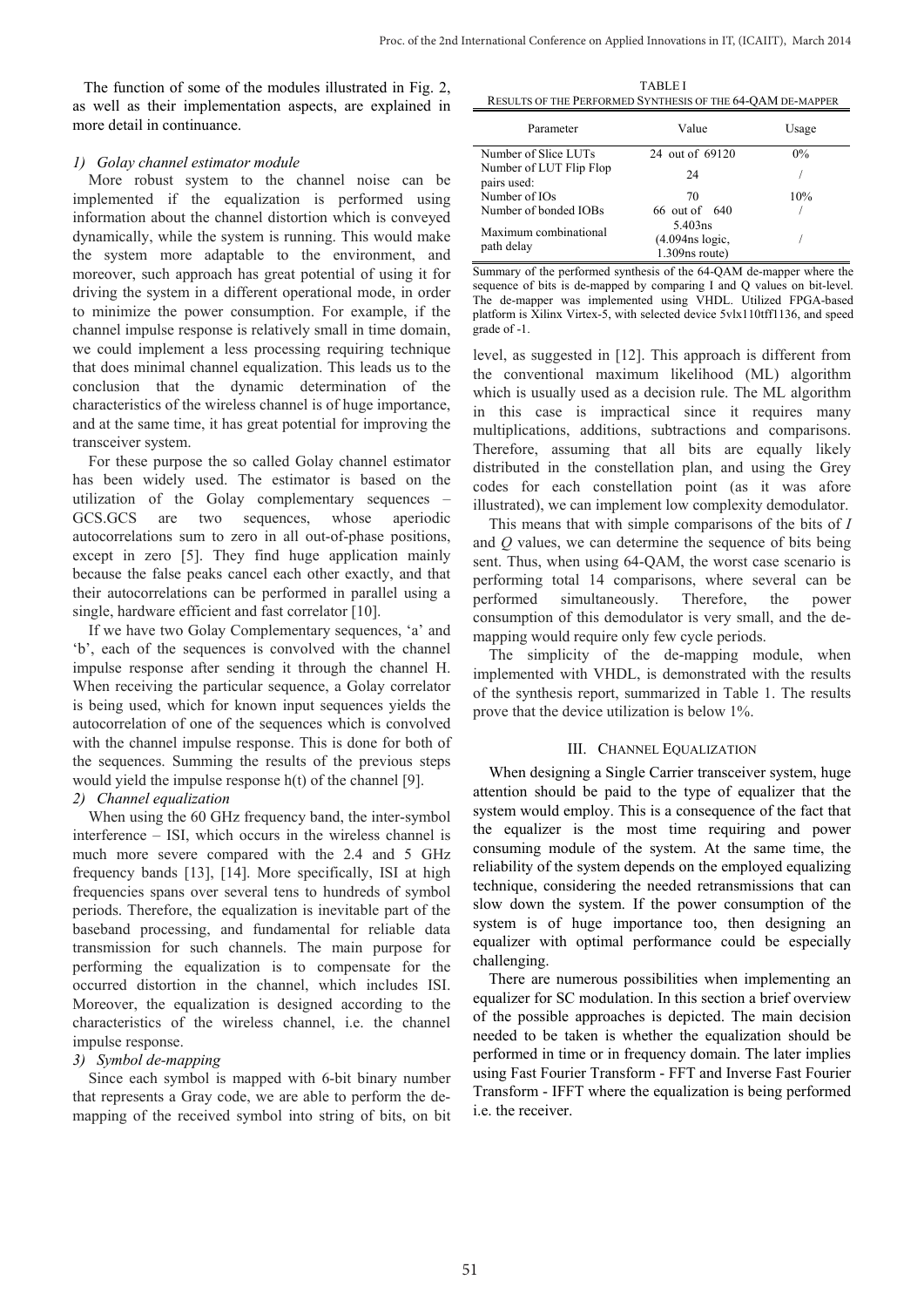The function of some of the modules illustrated in Fig. 2, as well as their implementation aspects, are explained in more detail in continuance.

*1) Golay channel estimator module*

More robust system to the channel noise can be implemented if the equalization is performed using information about the channel distortion which is conveyed dynamically, while the system is running. This would make the system more adaptable to the environment, and moreover, such approach has great potential of using it for driving the system in a different operational mode, in order to minimize the power consumption. For example, if the channel impulse response is relatively small in time domain, we could implement a less processing requiring technique that does minimal channel equalization. This leads us to the conclusion that the dynamic determination of the characteristics of the wireless channel is of huge importance, and at the same time, it has great potential for improving the transceiver system.

For these purpose the so called Golay channel estimator has been widely used. The estimator is based on the utilization of the Golay complementary sequences – GCS.GCS are two sequences, whose aperiodic autocorrelations sum to zero in all out-of-phase positions, except in zero [5]. They find huge application mainly because the false peaks cancel each other exactly, and that their autocorrelations can be performed in parallel using a single, hardware efficient and fast correlator [10].

If we have two Golay Complementary sequences, 'a' and 'b', each of the sequences is convolved with the channel impulse response after sending it through the channel H. When receiving the particular sequence, a Golay correlator is being used, which for known input sequences yields the autocorrelation of one of the sequences which is convolved with the channel impulse response. This is done for both of the sequences. Summing the results of the previous steps would yield the impulse response h(t) of the channel [9].

*2) Channel equalization*

When using the 60 GHz frequency band, the inter-symbol interference – ISI, which occurs in the wireless channel is much more severe compared with the 2.4 and 5 GHz frequency bands [13], [14]. More specifically, ISI at high frequencies spans over several tens to hundreds of symbol periods. Therefore, the equalization is inevitable part of the baseband processing, and fundamental for reliable data transmission for such channels. The main purpose for performing the equalization is to compensate for the occurred distortion in the channel, which includes ISI. Moreover, the equalization is designed according to the characteristics of the wireless channel, i.e. the channel impulse response.

*3) Symbol de-mapping*

Since each symbol is mapped with 6-bit binary number that represents a Gray code, we are able to perform the de-mapping of the received symbol into string of bits, on bit level, as suggested in [12]. This approach is different from the conventional maximum likelihood (ML) algorithm which is usually used as a decision rule. The ML algorithm in this case is impractical since it requires many multiplications, additions, subtractions and comparisons. Therefore, assuming that all bits are equally likely distributed in the constellation plan, and using the Grey codes for each constellation point (as it was afore illustrated), we can implement low complexity demodulator.

This means that with simple comparisons of the bits of $I$ and $Q$ values, we can determine the sequence of bits being sent. Thus, when using 64-QAM, the worst case scenario is performing total 14 comparisons, where several can be performed simultaneously. Therefore, the power consumption of this demodulator is very small, and the de-mapping would require only few cycle periods.

The simplicity of the de-mapping module, when implemented with VHDL, is demonstrated with the results of the synthesis report, summarized in Table 1. The results prove that the device utilization is below 1%.

TABLE I
RESULTS OF THE PERFORMED SYNTHESIS OF THE 64-QAM DE-MAPPER

| Parameter | Value | Usage |
|---|---|---|
| Number of Slice LUTs | 24 out of 69120 | 0% |
| Number of LUT Flip Flop pairs used: | 24 | / |
| Number of IOs | 70 | 10% |
| Number of bonded IOBs | 66 out of 640 | / |
| Maximum combinational path delay | 5.403ns (4.094ns logic, 1.309ns route) | / |

Summary of the performed synthesis of the 64-QAM de-mapper where the sequence of bits is de-mapped by comparing I and Q values on bit-level. The de-mapper was implemented using VHDL. Utilized FPGA-based platform is Xilinx Virtex-5, with selected device 5vlx110tff1136, and speed grade of -1.

## III. CHANNEL EQUALIZATION

When designing a Single Carrier transceiver system, huge attention should be paid to the type of equalizer that the system would employ. This is a consequence of the fact that the equalizer is the most time requiring and power consuming module of the system. At the same time, the reliability of the system depends on the employed equalizing technique, considering the needed retransmissions that can slow down the system. If the power consumption of the system is of huge importance too, then designing an equalizer with optimal performance could be especially challenging.

There are numerous possibilities when implementing an equalizer for SC modulation. In this section a brief overview of the possible approaches is depicted. The main decision needed to be taken is whether the equalization should be performed in time or in frequency domain. The later implies using Fast Fourier Transform - FFT and Inverse Fast Fourier Transform - IFFT where the equalization is being performed i.e. the receiver.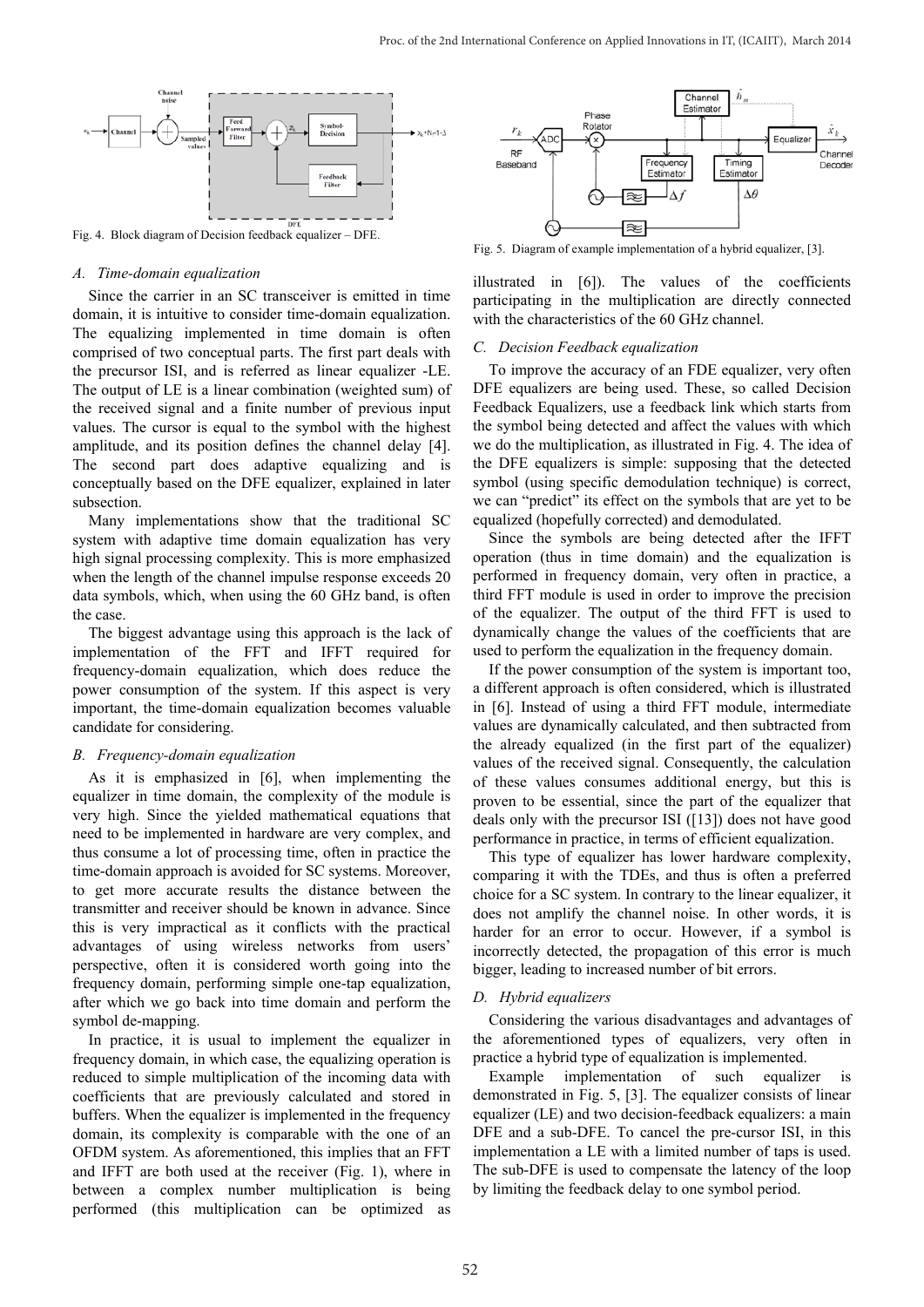Fig. 4. Block diagram of Decision feedback equalizer – DFE.

### A. Time-domain equalization

Since the carrier in an SC transceiver is emitted in time domain, it is intuitive to consider time-domain equalization. The equalizing implemented in time domain is often comprised of two conceptual parts. The first part deals with the precursor ISI, and is referred as linear equalizer -LE. The output of LE is a linear combination (weighted sum) of the received signal and a finite number of previous input values. The cursor is equal to the symbol with the highest amplitude, and its position defines the channel delay [4]. The second part does adaptive equalizing and is conceptually based on the DFE equalizer, explained in later subsection.

Many implementations show that the traditional SC system with adaptive time domain equalization has very high signal processing complexity. This is more emphasized when the length of the channel impulse response exceeds 20 data symbols, which, when using the 60 GHz band, is often the case.

The biggest advantage using this approach is the lack of implementation of the FFT and IFFT required for frequency-domain equalization, which does reduce the power consumption of the system. If this aspect is very important, the time-domain equalization becomes valuable candidate for considering.

### B. Frequency-domain equalization

As it is emphasized in [6], when implementing the equalizer in time domain, the complexity of the module is very high. Since the yielded mathematical equations that need to be implemented in hardware are very complex, and thus consume a lot of processing time, often in practice the time-domain approach is avoided for SC systems. Moreover, to get more accurate results the distance between the transmitter and receiver should be known in advance. Since this is very impractical as it conflicts with the practical advantages of using wireless networks from users' perspective, often it is considered worth going into the frequency domain, performing simple one-tap equalization, after which we go back into time domain and perform the symbol de-mapping.

In practice, it is usual to implement the equalizer in frequency domain, in which case, the equalizing operation is reduced to simple multiplication of the incoming data with coefficients that are previously calculated and stored in buffers. When the equalizer is implemented in the frequency domain, its complexity is comparable with the one of an OFDM system. As aforementioned, this implies that an FFT and IFFT are both used at the receiver (Fig. 1), where in between a complex number multiplication is being performed (this multiplication can be optimized as illustrated in [6]). The values of the coefficients participating in the multiplication are directly connected with the characteristics of the 60 GHz channel.

Fig. 5. Diagram of example implementation of a hybrid equalizer, [3].

### C. Decision Feedback equalization

To improve the accuracy of an FDE equalizer, very often DFE equalizers are being used. These, so called Decision Feedback Equalizers, use a feedback link which starts from the symbol being detected and affect the values with which we do the multiplication, as illustrated in Fig. 4. The idea of the DFE equalizers is simple: supposing that the detected symbol (using specific demodulation technique) is correct, we can "predict" its effect on the symbols that are yet to be equalized (hopefully corrected) and demodulated.

Since the symbols are being detected after the IFFT operation (thus in time domain) and the equalization is performed in frequency domain, very often in practice, a third FFT module is used in order to improve the precision of the equalizer. The output of the third FFT is used to dynamically change the values of the coefficients that are used to perform the equalization in the frequency domain.

If the power consumption of the system is important too, a different approach is often considered, which is illustrated in [6]. Instead of using a third FFT module, intermediate values are dynamically calculated, and then subtracted from the already equalized (in the first part of the equalizer) values of the received signal. Consequently, the calculation of these values consumes additional energy, but this is proven to be essential, since the part of the equalizer that deals only with the precursor ISI ([13]) does not have good performance in practice, in terms of efficient equalization.

This type of equalizer has lower hardware complexity, comparing it with the TDEs, and thus is often a preferred choice for a SC system. In contrary to the linear equalizer, it does not amplify the channel noise. In other words, it is harder for an error to occur. However, if a symbol is incorrectly detected, the propagation of this error is much bigger, leading to increased number of bit errors.

### D. Hybrid equalizers

Considering the various disadvantages and advantages of the aforementioned types of equalizers, very often in practice a hybrid type of equalization is implemented.

Example implementation of such equalizer is demonstrated in Fig. 5, [3]. The equalizer consists of linear equalizer (LE) and two decision-feedback equalizers: a main DFE and a sub-DFE. To cancel the pre-cursor ISI, in this implementation a LE with a limited number of taps is used. The sub-DFE is used to compensate the latency of the loop by limiting the feedback delay to one symbol period.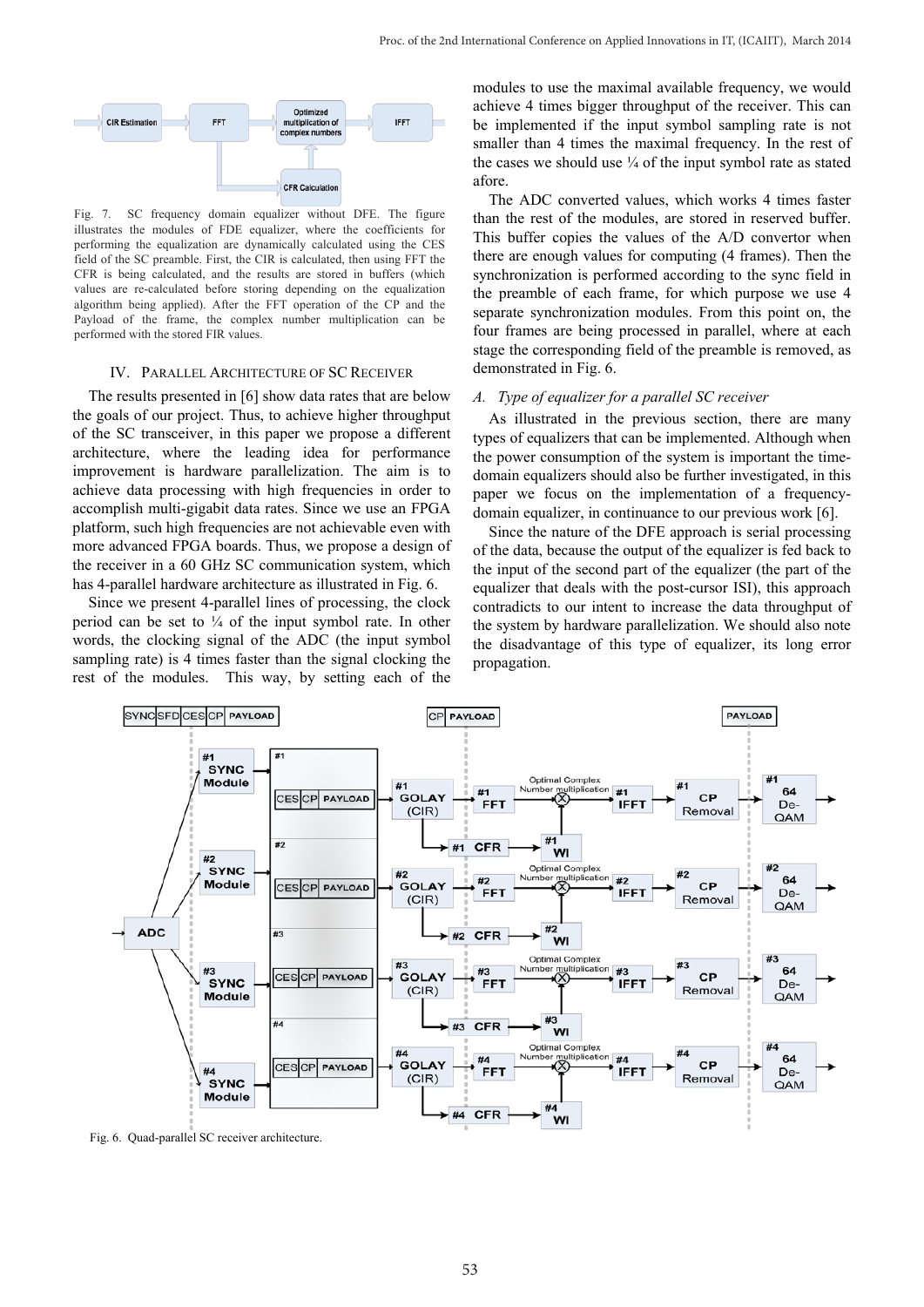Fig. 7. SC frequency domain equalizer without DFE. The figure illustrates the modules of FDE equalizer, where the coefficients for performing the equalization are dynamically calculated using the CES field of the SC preamble. First, the CIR is calculated, then using FFT the CFR is being calculated, and the results are stored in buffers (which values are re-calculated before storing depending on the equalization algorithm being applied). After the FFT operation of the CP and the Payload of the frame, the complex number multiplication can be performed with the stored FIR values.

## IV. Parallel Architecture of SC Receiver

The results presented in [6] show data rates that are below the goals of our project. Thus, to achieve higher throughput of the SC transceiver, in this paper we propose a different architecture, where the leading idea for performance improvement is hardware parallelization. The aim is to achieve data processing with high frequencies in order to accomplish multi-gigabit data rates. Since we use an FPGA platform, such high frequencies are not achievable even with more advanced FPGA boards. Thus, we propose a design of the receiver in a 60 GHz SC communication system, which has 4-parallel hardware architecture as illustrated in Fig. 6.

Since we present 4-parallel lines of processing, the clock period can be set to ¼ of the input symbol rate. In other words, the clocking signal of the ADC (the input symbol sampling rate) is 4 times faster than the signal clocking the rest of the modules. This way, by setting each of the modules to use the maximal available frequency, we would achieve 4 times bigger throughput of the receiver. This can be implemented if the input symbol sampling rate is not smaller than 4 times the maximal frequency. In the rest of the cases we should use ¼ of the input symbol rate as stated afore.

The ADC converted values, which works 4 times faster than the rest of the modules, are stored in reserved buffer. This buffer copies the values of the A/D convertor when there are enough values for computing (4 frames). Then the synchronization is performed according to the sync field in the preamble of each frame, for which purpose we use 4 separate synchronization modules. From this point on, the four frames are being processed in parallel, where at each stage the corresponding field of the preamble is removed, as demonstrated in Fig. 6.

### *A. Type of equalizer for a parallel SC receiver*

As illustrated in the previous section, there are many types of equalizers that can be implemented. Although when the power consumption of the system is important the time-domain equalizers should also be further investigated, in this paper we focus on the implementation of a frequency-domain equalizer, in continuance to our previous work [6].

Since the nature of the DFE approach is serial processing of the data, because the output of the equalizer is fed back to the input of the second part of the equalizer (the part of the equalizer that deals with the post-cursor ISI), this approach contradicts to our intent to increase the data throughput of the system by hardware parallelization. We should also note the disadvantage of this type of equalizer, its long error propagation.

Fig. 6. Quad-parallel SC receiver architecture.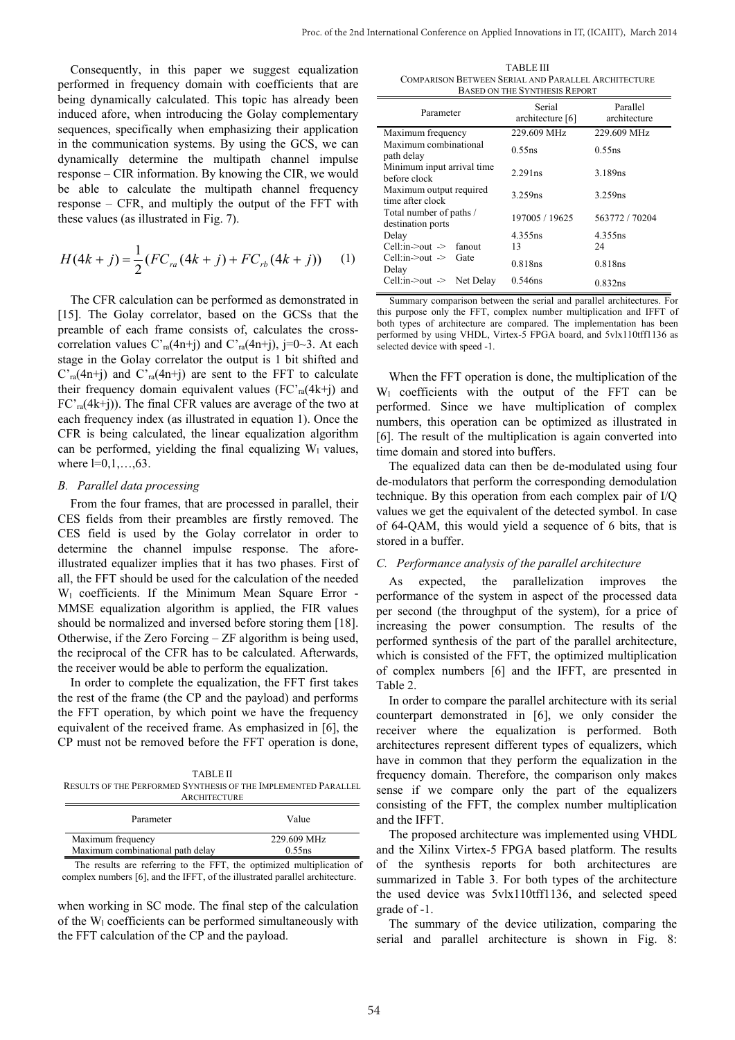Consequently, in this paper we suggest equalization performed in frequency domain with coefficients that are being dynamically calculated. This topic has already been induced afore, when introducing the Golay complementary sequences, specifically when emphasizing their application in the communication systems. By using the GCS, we can dynamically determine the multipath channel impulse response – CIR information. By knowing the CIR, we would be able to calculate the multipath channel frequency response – CFR, and multiply the output of the FFT with these values (as illustrated in Fig. 7).

$$H(4k+j) = \frac{1}{2}(FC_{ra}(4k+j) + FC_{rb}(4k+j)) \quad (1)$$

The CFR calculation can be performed as demonstrated in [15]. The Golay correlator, based on the GCSs that the preamble of each frame consists of, calculates the cross-correlation values $C'_{ra}(4n+j)$ and $C'_{ra}(4n+j)$, j=0~3. At each stage in the Golay correlator the output is 1 bit shifted and $C'_{ra}(4n+j)$ and $C'_{ra}(4n+j)$ are sent to the FFT to calculate their frequency domain equivalent values ($FC'_{ra}(4k+j)$ and $FC'_{ra}(4k+j)$). The final CFR values are average of the two at each frequency index (as illustrated in equation 1). Once the CFR is being calculated, the linear equalization algorithm can be performed, yielding the final equalizing $W_l$ values, where l=0,1,…,63.

### *B. Parallel data processing*

From the four frames, that are processed in parallel, their CES fields from their preambles are firstly removed. The CES field is used by the Golay correlator in order to determine the channel impulse response. The afore-illustrated equalizer implies that it has two phases. First of all, the FFT should be used for the calculation of the needed $W_l$ coefficients. If the Minimum Mean Square Error - MMSE equalization algorithm is applied, the FIR values should be normalized and inversed before storing them [18]. Otherwise, if the Zero Forcing – ZF algorithm is being used, the reciprocal of the CFR has to be calculated. Afterwards, the receiver would be able to perform the equalization.

In order to complete the equalization, the FFT first takes the rest of the frame (the CP and the payload) and performs the FFT operation, by which point we have the frequency equivalent of the received frame. As emphasized in [6], the CP must not be removed before the FFT operation is done, when working in SC mode. The final step of the calculation of the $W_l$ coefficients can be performed simultaneously with the FFT calculation of the CP and the payload.

TABLE II
RESULTS OF THE PERFORMED SYNTHESIS OF THE IMPLEMENTED PARALLEL ARCHITECTURE

| Parameter | Value |
|---|---|
| Maximum frequency | 229.609 MHz |
| Maximum combinational path delay | 0.55ns |

The results are referring to the FFT, the optimized multiplication of complex numbers [6], and the IFFT, of the illustrated parallel architecture.

TABLE III
COMPARISON BETWEEN SERIAL AND PARALLEL ARCHITECTURE BASED ON THE SYNTHESIS REPORT

| Parameter | Serial architecture [6] | Parallel architecture |
|---|---|---|
| Maximum frequency | 229.609 MHz | 229.609 MHz |
| Maximum combinational path delay | 0.55ns | 0.55ns |
| Minimum input arrival time before clock | 2.291ns | 3.189ns |
| Maximum output required time after clock | 3.259ns | 3.259ns |
| Total number of paths / destination ports | 197005 / 19625 | 563772 / 70204 |
| Delay | 4.355ns | 4.355ns |
| Cell:in->out -> fanout | 13 | 24 |
| Cell:in->out -> Gate Delay | 0.818ns | 0.818ns |
| Cell:in->out -> Net Delay | 0.546ns | 0.832ns |

Summary comparison between the serial and parallel architectures. For this purpose only the FFT, complex number multiplication and IFFT of both types of architecture are compared. The implementation has been performed by using VHDL, Virtex-5 FPGA board, and 5vlx110tff1136 as selected device with speed -1.

When the FFT operation is done, the multiplication of the $W_l$ coefficients with the output of the FFT can be performed. Since we have multiplication of complex numbers, this operation can be optimized as illustrated in [6]. The result of the multiplication is again converted into time domain and stored into buffers.

The equalized data can then be de-modulated using four de-modulators that perform the corresponding demodulation technique. By this operation from each complex pair of I/Q values we get the equivalent of the detected symbol. In case of 64-QAM, this would yield a sequence of 6 bits, that is stored in a buffer.

### *C. Performance analysis of the parallel architecture*

As expected, the parallelization improves the performance of the system in aspect of the processed data per second (the throughput of the system), for a price of increasing the power consumption. The results of the performed synthesis of the part of the parallel architecture, which is consisted of the FFT, the optimized multiplication of complex numbers [6] and the IFFT, are presented in Table 2.

In order to compare the parallel architecture with its serial counterpart demonstrated in [6], we only consider the receiver where the equalization is performed. Both architectures represent different types of equalizers, which have in common that they perform the equalization in the frequency domain. Therefore, the comparison only makes sense if we compare only the part of the equalizers consisting of the FFT, the complex number multiplication and the IFFT.

The proposed architecture was implemented using VHDL and the Xilinx Virtex-5 FPGA based platform. The results of the synthesis reports for both architectures are summarized in Table 3. For both types of the architecture the used device was 5vlx110tff1136, and selected speed grade of -1.

The summary of the device utilization, comparing the serial and parallel architecture is shown in Fig. 8: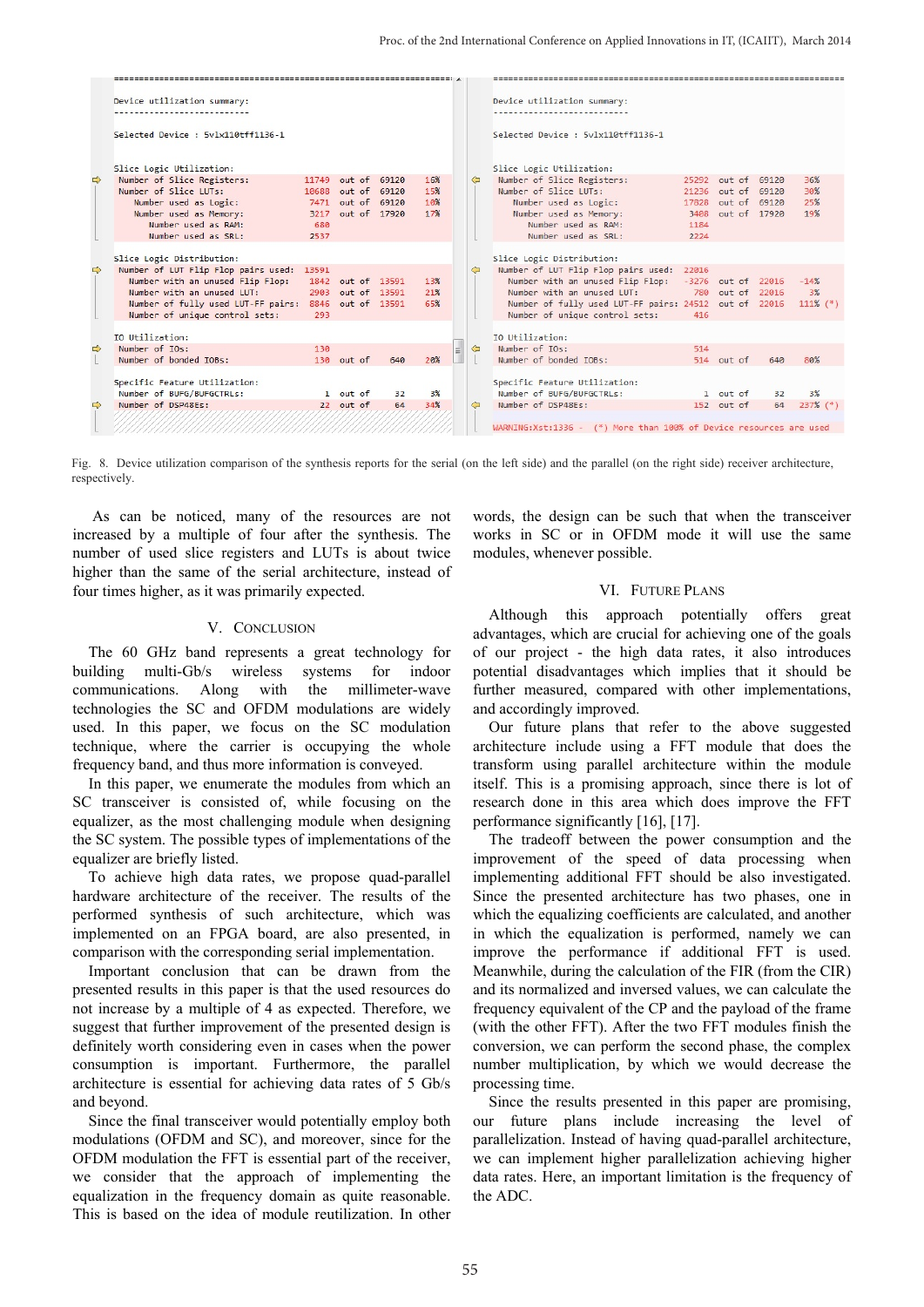```
Device utilization summary:
---------------------------

Selected Device : 5vlx110tff1136-1

Slice Logic Utilization:
 Number of Slice Registers:           11749  out of  69120    16%
 Number of Slice LUTs:                10688  out of  69120    15%
    Number used as Logic:              7471  out of  69120    10%
    Number used as Memory:             3217  out of  17920    17%
       Number used as RAM:              680
       Number used as SRL:             2537

Slice Logic Distribution:
 Number of LUT Flip Flop pairs used:  13591
   Number with an unused Flip Flop:    1842  out of  13591    13%
   Number with an unused LUT:          2903  out of  13591    21%
   Number of fully used LUT-FF pairs:  8846  out of  13591    65%
   Number of unique control sets:       293

IO Utilization:
 Number of IOs:                         130
 Number of bonded IOBs:                 130  out of    640    20%

Specific Feature Utilization:
 Number of BUFG/BUFGCTRLs:                1  out of     32     3%
 Number of DSP48Es:                      22  out of     64    34%
```

```
Device utilization summary:
---------------------------

Selected Device : 5vlx110tff1136-1

Slice Logic Utilization:
 Number of Slice Registers:           25292  out of  69120    36%
 Number of Slice LUTs:                21236  out of  69120    30%
    Number used as Logic:             17828  out of  69120    25%
    Number used as Memory:             3408  out of  17920    19%
       Number used as RAM:             1184
       Number used as SRL:             2224

Slice Logic Distribution:
 Number of LUT Flip Flop pairs used:  22016
   Number with an unused Flip Flop:   -3276  out of  22016   -14%
   Number with an unused LUT:           780  out of  22016     3%
   Number of fully used LUT-FF pairs: 24512  out of  22016   111% (*)
   Number of unique control sets:       416

IO Utilization:
 Number of IOs:                         514
 Number of bonded IOBs:                 514  out of    640    80%

Specific Feature Utilization:
 Number of BUFG/BUFGCTRLs:                1  out of     32     3%
 Number of DSP48Es:                     152  out of     64   237% (*)

WARNING:Xst:1336 -  (*) More than 100% of Device resources are used
```

Fig. 8. Device utilization comparison of the synthesis reports for the serial (on the left side) and the parallel (on the right side) receiver architecture, respectively.

As can be noticed, many of the resources are not increased by a multiple of four after the synthesis. The number of used slice registers and LUTs is about twice higher than the same of the serial architecture, instead of four times higher, as it was primarily expected.

## V. Conclusion

The 60 GHz band represents a great technology for building multi-Gb/s wireless systems for indoor communications. Along with the millimeter-wave technologies the SC and OFDM modulations are widely used. In this paper, we focus on the SC modulation technique, where the carrier is occupying the whole frequency band, and thus more information is conveyed.

In this paper, we enumerate the modules from which an SC transceiver is consisted of, while focusing on the equalizer, as the most challenging module when designing the SC system. The possible types of implementations of the equalizer are briefly listed.

To achieve high data rates, we propose quad-parallel hardware architecture of the receiver. The results of the performed synthesis of such architecture, which was implemented on an FPGA board, are also presented, in comparison with the corresponding serial implementation.

Important conclusion that can be drawn from the presented results in this paper is that the used resources do not increase by a multiple of 4 as expected. Therefore, we suggest that further improvement of the presented design is definitely worth considering even in cases when the power consumption is important. Furthermore, the parallel architecture is essential for achieving data rates of 5 Gb/s and beyond.

Since the final transceiver would potentially employ both modulations (OFDM and SC), and moreover, since for the OFDM modulation the FFT is essential part of the receiver, we consider that the approach of implementing the equalization in the frequency domain as quite reasonable. This is based on the idea of module reutilization. In other words, the design can be such that when the transceiver works in SC or in OFDM mode it will use the same modules, whenever possible.

## VI. Future Plans

Although this approach potentially offers great advantages, which are crucial for achieving one of the goals of our project - the high data rates, it also introduces potential disadvantages which implies that it should be further measured, compared with other implementations, and accordingly improved.

Our future plans that refer to the above suggested architecture include using a FFT module that does the transform using parallel architecture within the module itself. This is a promising approach, since there is lot of research done in this area which does improve the FFT performance significantly [16], [17].

The tradeoff between the power consumption and the improvement of the speed of data processing when implementing additional FFT should be also investigated. Since the presented architecture has two phases, one in which the equalizing coefficients are calculated, and another in which the equalization is performed, namely we can improve the performance if additional FFT is used. Meanwhile, during the calculation of the FIR (from the CIR) and its normalized and inversed values, we can calculate the frequency equivalent of the CP and the payload of the frame (with the other FFT). After the two FFT modules finish the conversion, we can perform the second phase, the complex number multiplication, by which we would decrease the processing time.

Since the results presented in this paper are promising, our future plans include increasing the level of parallelization. Instead of having quad-parallel architecture, we can implement higher parallelization achieving higher data rates. Here, an important limitation is the frequency of the ADC.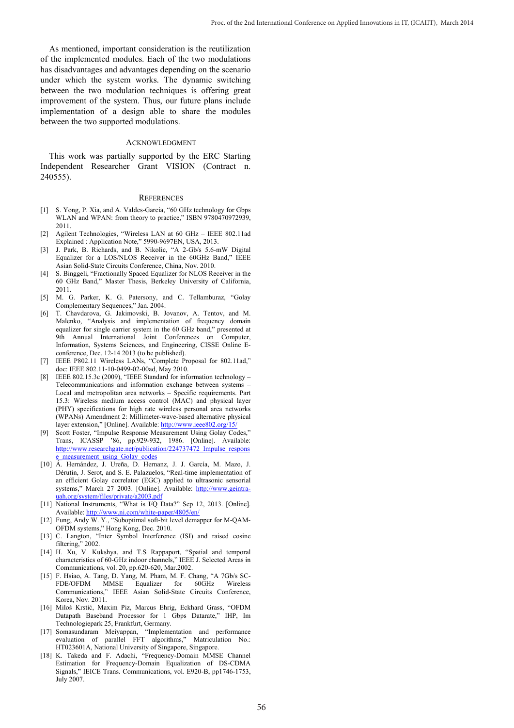As mentioned, important consideration is the reutilization of the implemented modules. Each of the two modulations has disadvantages and advantages depending on the scenario under which the system works. The dynamic switching between the two modulation techniques is offering great improvement of the system. Thus, our future plans include implementation of a design able to share the modules between the two supported modulations.

## ACKNOWLEDGMENT

This work was partially supported by the ERC Starting Independent Researcher Grant VISION (Contract n. 240555).

## REFERENCES

[1] S. Yong, P. Xia, and A. Valdes-Garcia, "60 GHz technology for Gbps WLAN and WPAN: from theory to practice," ISBN 9780470972939, 2011.

[2] Agilent Technologies, "Wireless LAN at 60 GHz – IEEE 802.11ad Explained : Application Note," 5990-9697EN, USA, 2013.

[3] J. Park, B. Richards, and B. Nikolic, "A 2-Gb/s 5.6-mW Digital Equalizer for a LOS/NLOS Receiver in the 60GHz Band," IEEE Asian Solid-State Circuits Conference, China, Nov. 2010.

[4] S. Binggeli, "Fractionally Spaced Equalizer for NLOS Receiver in the 60 GHz Band," Master Thesis, Berkeley University of California, 2011.

[5] M. G. Parker, K. G. Patersony, and C. Tellamburaz, "Golay Complementary Sequences," Jan. 2004.

[6] T. Chavdarova, G. Jakimovski, B. Jovanov, A. Tentov, and M. Malenko, "Analysis and implementation of frequency domain equalizer for single carrier system in the 60 GHz band," presented at 9th Annual International Joint Conferences on Computer, Information, Systems Sciences, and Engineering, CISSE Online E-conference, Dec. 12-14 2013 (to be published).

[7] IEEE P802.11 Wireless LANs, "Complete Proposal for 802.11ad," doc: IEEE 802.11-10-0499-02-00ad, May 2010.

[8] IEEE 802.15.3c (2009), "IEEE Standard for information technology – Telecommunications and information exchange between systems – Local and metropolitan area networks – Specific requirements. Part 15.3: Wireless medium access control (MAC) and physical layer (PHY) specifications for high rate wireless personal area networks (WPANs) Amendment 2: Millimeter-wave-based alternative physical layer extension," [Online]. Available: http://www.ieee802.org/15/

[9] Scott Foster, "Impulse Response Measurement Using Golay Codes," Trans, ICASSP '86, pp.929-932, 1986. [Online]. Available: http://www.researchgate.net/publication/224737472_Impulse_response_measurement_using_Golay_codes

[10] Á. Hernández, J. Ureña, D. Hernanz, J. J. García, M. Mazo, J. Dérutin, J. Serot, and S. E. Palazuelos, "Real-time implementation of an efficient Golay correlator (EGC) applied to ultrasonic sensorial systems," March 27 2003. [Online]. Available: http://www.geintra-uah.org/system/files/private/a2003.pdf

[11] National Instruments, "What is I/Q Data?" Sep 12, 2013. [Online]. Available: http://www.ni.com/white-paper/4805/en/

[12] Fung, Andy W. Y., "Suboptimal soft-bit level demapper for M-QAM-OFDM systems," Hong Kong, Dec. 2010.

[13] C. Langton, "Inter Symbol Interference (ISI) and raised cosine filtering," 2002.

[14] H. Xu, V. Kukshya, and T.S Rappaport, "Spatial and temporal characteristics of 60-GHz indoor channels," IEEE J. Selected Areas in Communications, vol. 20, pp.620-620, Mar.2002.

[15] F. Hsiao, A. Tang, D. Yang, M. Pham, M. F. Chang, "A 7Gb/s SC-FDE/OFDM MMSE Equalizer for 60GHz Wireless Communications," IEEE Asian Solid-State Circuits Conference, Korea, Nov. 2011.

[16] Miloš Krstić, Maxim Piz, Marcus Ehrig, Eckhard Grass, "OFDM Datapath Baseband Processor for 1 Gbps Datarate," IHP, Im Technologiepark 25, Frankfurt, Germany.

[17] Somasundaram Meiyappan, "Implementation and performance evaluation of parallel FFT algorithms," Matriculation No.: HT023601A, National University of Singapore, Singapore.

[18] K. Takeda and F. Adachi, "Frequency-Domain MMSE Channel Estimation for Frequency-Domain Equalization of DS-CDMA Signals," IEICE Trans. Communications, vol. E920-B, pp1746-1753, July 2007.